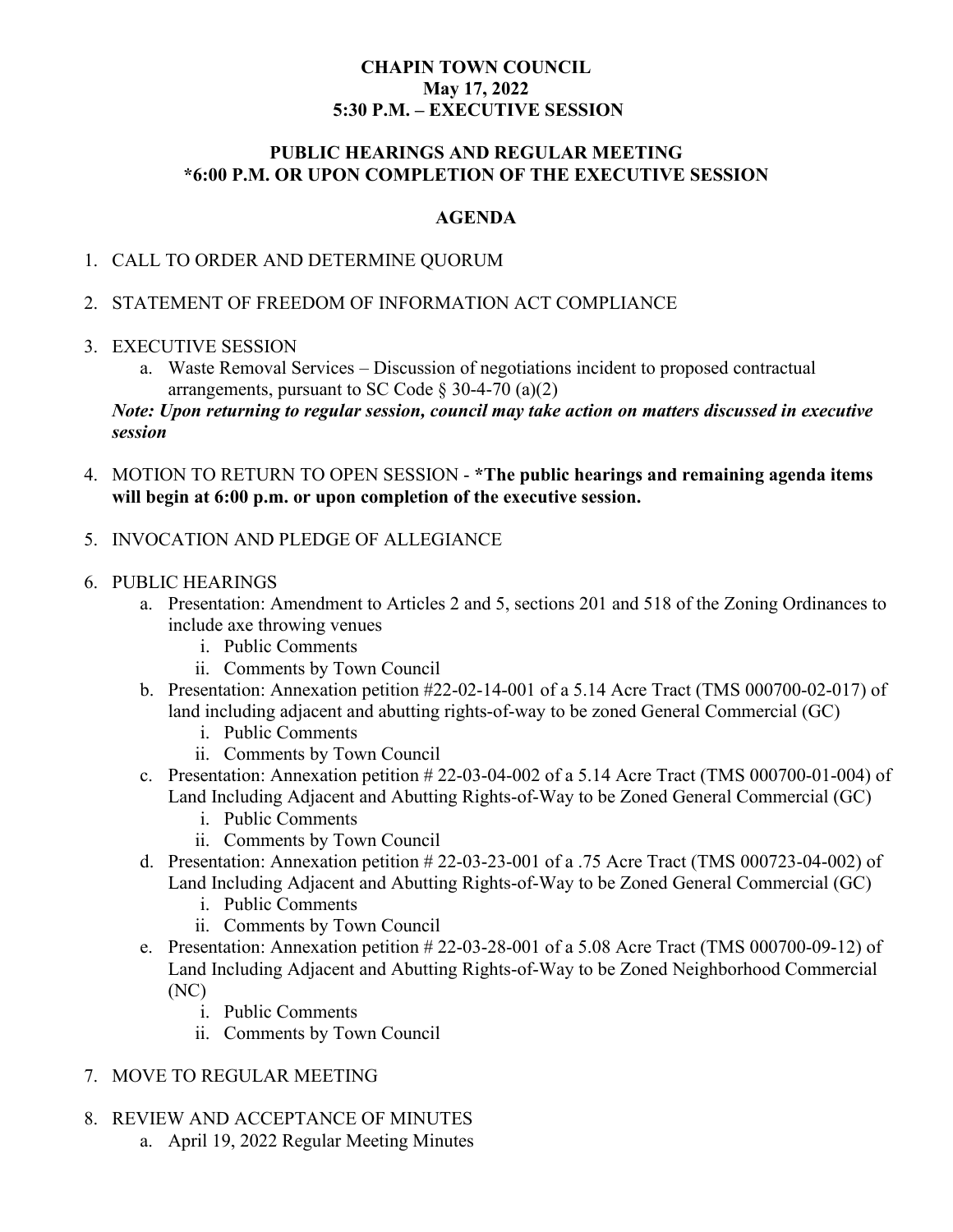**CHAPIN TOWN COUNCIL**
**May 17, 2022**
**5:30 P.M. – EXECUTIVE SESSION**

**PUBLIC HEARINGS AND REGULAR MEETING**
***6:00 P.M. OR UPON COMPLETION OF THE EXECUTIVE SESSION**

**AGENDA**

1. CALL TO ORDER AND DETERMINE QUORUM

2. STATEMENT OF FREEDOM OF INFORMATION ACT COMPLIANCE

3. EXECUTIVE SESSION
   a. Waste Removal Services – Discussion of negotiations incident to proposed contractual arrangements, pursuant to SC Code § 30-4-70 (a)(2)

   ***Note: Upon returning to regular session, council may take action on matters discussed in executive session***

4. MOTION TO RETURN TO OPEN SESSION - ***The public hearings and remaining agenda items will begin at 6:00 p.m. or upon completion of the executive session.**

5. INVOCATION AND PLEDGE OF ALLEGIANCE

6. PUBLIC HEARINGS
   a. Presentation: Amendment to Articles 2 and 5, sections 201 and 518 of the Zoning Ordinances to include axe throwing venues
      i. Public Comments
      ii. Comments by Town Council
   b. Presentation: Annexation petition #22-02-14-001 of a 5.14 Acre Tract (TMS 000700-02-017) of land including adjacent and abutting rights-of-way to be zoned General Commercial (GC)
      i. Public Comments
      ii. Comments by Town Council
   c. Presentation: Annexation petition # 22-03-04-002 of a 5.14 Acre Tract (TMS 000700-01-004) of Land Including Adjacent and Abutting Rights-of-Way to be Zoned General Commercial (GC)
      i. Public Comments
      ii. Comments by Town Council
   d. Presentation: Annexation petition # 22-03-23-001 of a .75 Acre Tract (TMS 000723-04-002) of Land Including Adjacent and Abutting Rights-of-Way to be Zoned General Commercial (GC)
      i. Public Comments
      ii. Comments by Town Council
   e. Presentation: Annexation petition # 22-03-28-001 of a 5.08 Acre Tract (TMS 000700-09-12) of Land Including Adjacent and Abutting Rights-of-Way to be Zoned Neighborhood Commercial (NC)
      i. Public Comments
      ii. Comments by Town Council

7. MOVE TO REGULAR MEETING

8. REVIEW AND ACCEPTANCE OF MINUTES
   a. April 19, 2022 Regular Meeting Minutes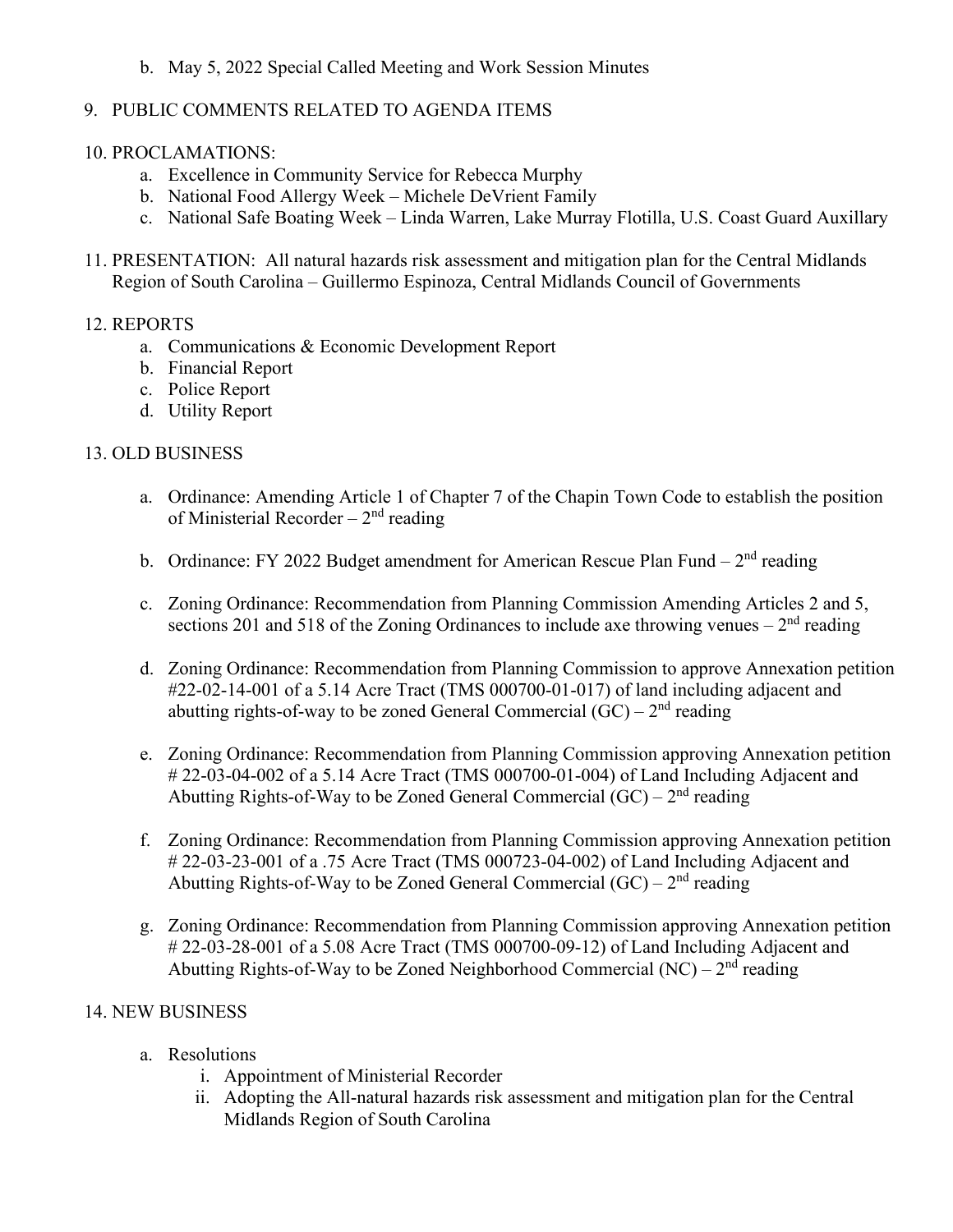b. May 5, 2022 Special Called Meeting and Work Session Minutes

9. PUBLIC COMMENTS RELATED TO AGENDA ITEMS

10. PROCLAMATIONS:
    a. Excellence in Community Service for Rebecca Murphy
    b. National Food Allergy Week – Michele DeVrient Family
    c. National Safe Boating Week – Linda Warren, Lake Murray Flotilla, U.S. Coast Guard Auxillary

11. PRESENTATION: All natural hazards risk assessment and mitigation plan for the Central Midlands Region of South Carolina – Guillermo Espinoza, Central Midlands Council of Governments

12. REPORTS
    a. Communications & Economic Development Report
    b. Financial Report
    c. Police Report
    d. Utility Report

13. OLD BUSINESS

    a. Ordinance: Amending Article 1 of Chapter 7 of the Chapin Town Code to establish the position of Ministerial Recorder – 2nd reading

    b. Ordinance: FY 2022 Budget amendment for American Rescue Plan Fund – 2nd reading

    c. Zoning Ordinance: Recommendation from Planning Commission Amending Articles 2 and 5, sections 201 and 518 of the Zoning Ordinances to include axe throwing venues – 2nd reading

    d. Zoning Ordinance: Recommendation from Planning Commission to approve Annexation petition #22-02-14-001 of a 5.14 Acre Tract (TMS 000700-01-017) of land including adjacent and abutting rights-of-way to be zoned General Commercial (GC) – 2nd reading

    e. Zoning Ordinance: Recommendation from Planning Commission approving Annexation petition # 22-03-04-002 of a 5.14 Acre Tract (TMS 000700-01-004) of Land Including Adjacent and Abutting Rights-of-Way to be Zoned General Commercial (GC) – 2nd reading

    f. Zoning Ordinance: Recommendation from Planning Commission approving Annexation petition # 22-03-23-001 of a .75 Acre Tract (TMS 000723-04-002) of Land Including Adjacent and Abutting Rights-of-Way to be Zoned General Commercial (GC) – 2nd reading

    g. Zoning Ordinance: Recommendation from Planning Commission approving Annexation petition # 22-03-28-001 of a 5.08 Acre Tract (TMS 000700-09-12) of Land Including Adjacent and Abutting Rights-of-Way to be Zoned Neighborhood Commercial (NC) – 2nd reading

14. NEW BUSINESS

    a. Resolutions
        i. Appointment of Ministerial Recorder
        ii. Adopting the All-natural hazards risk assessment and mitigation plan for the Central Midlands Region of South Carolina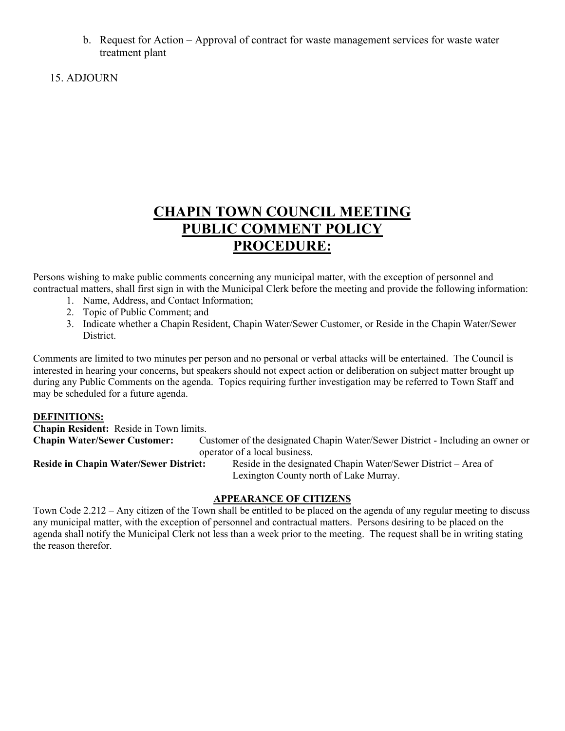b. Request for Action – Approval of contract for waste management services for waste water treatment plant

15. ADJOURN

# CHAPIN TOWN COUNCIL MEETING PUBLIC COMMENT POLICY PROCEDURE:

Persons wishing to make public comments concerning any municipal matter, with the exception of personnel and contractual matters, shall first sign in with the Municipal Clerk before the meeting and provide the following information:

1. Name, Address, and Contact Information;
2. Topic of Public Comment; and
3. Indicate whether a Chapin Resident, Chapin Water/Sewer Customer, or Reside in the Chapin Water/Sewer District.

Comments are limited to two minutes per person and no personal or verbal attacks will be entertained. The Council is interested in hearing your concerns, but speakers should not expect action or deliberation on subject matter brought up during any Public Comments on the agenda. Topics requiring further investigation may be referred to Town Staff and may be scheduled for a future agenda.

**DEFINITIONS:**

**Chapin Resident:** Reside in Town limits.

**Chapin Water/Sewer Customer:** Customer of the designated Chapin Water/Sewer District - Including an owner or operator of a local business.

**Reside in Chapin Water/Sewer District:** Reside in the designated Chapin Water/Sewer District – Area of Lexington County north of Lake Murray.

**APPEARANCE OF CITIZENS**

Town Code 2.212 – Any citizen of the Town shall be entitled to be placed on the agenda of any regular meeting to discuss any municipal matter, with the exception of personnel and contractual matters. Persons desiring to be placed on the agenda shall notify the Municipal Clerk not less than a week prior to the meeting. The request shall be in writing stating the reason therefor.